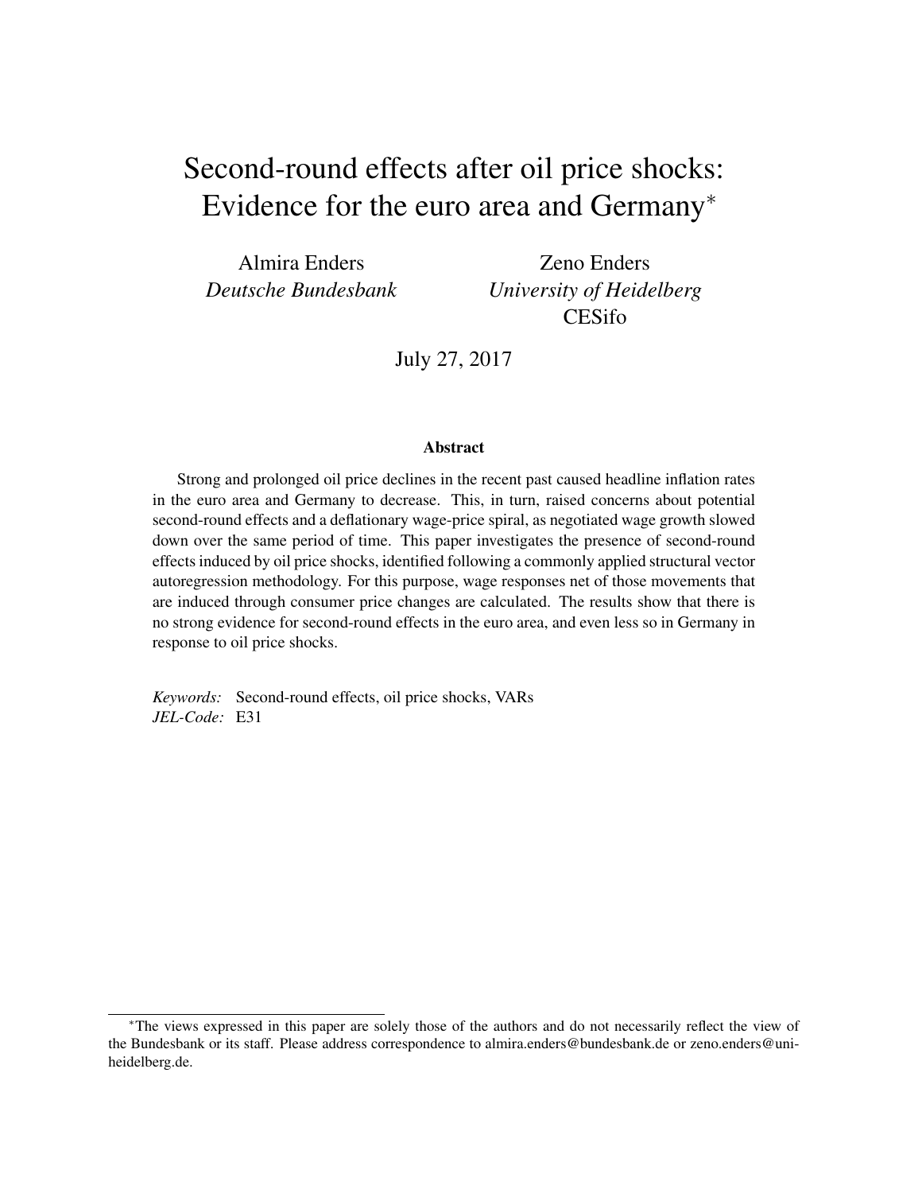# Second-round effects after oil price shocks: Evidence for the euro area and Germany*

Almira Enders
*Deutsche Bundesbank*

Zeno Enders
*University of Heidelberg*
CESifo

July 27, 2017

### Abstract

Strong and prolonged oil price declines in the recent past caused headline inflation rates in the euro area and Germany to decrease. This, in turn, raised concerns about potential second-round effects and a deflationary wage-price spiral, as negotiated wage growth slowed down over the same period of time. This paper investigates the presence of second-round effects induced by oil price shocks, identified following a commonly applied structural vector autoregression methodology. For this purpose, wage responses net of those movements that are induced through consumer price changes are calculated. The results show that there is no strong evidence for second-round effects in the euro area, and even less so in Germany in response to oil price shocks.

*Keywords:* Second-round effects, oil price shocks, VARs
*JEL-Code:* E31

---

*The views expressed in this paper are solely those of the authors and do not necessarily reflect the view of the Bundesbank or its staff. Please address correspondence to almira.enders@bundesbank.de or zeno.enders@uni-heidelberg.de.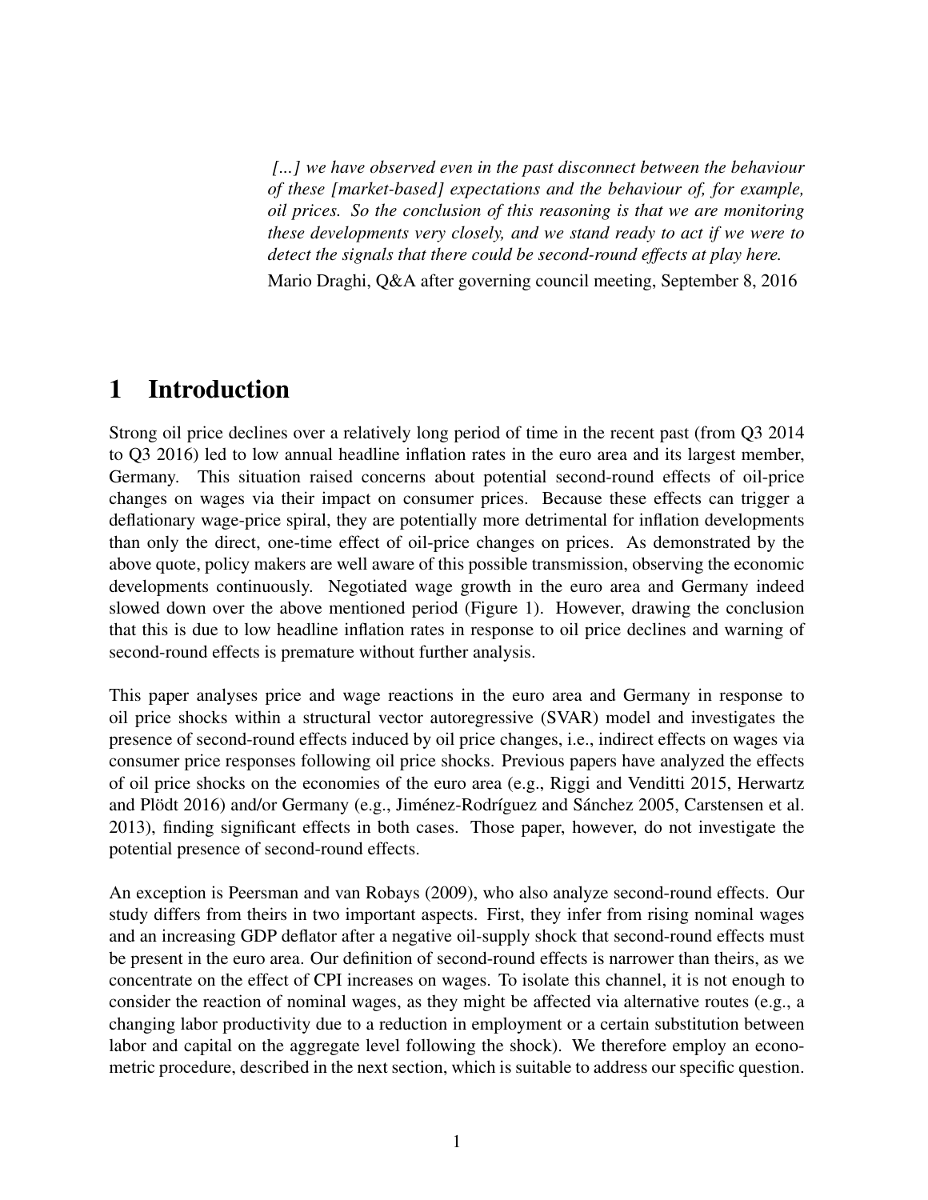*[...] we have observed even in the past disconnect between the behaviour of these [market-based] expectations and the behaviour of, for example, oil prices. So the conclusion of this reasoning is that we are monitoring these developments very closely, and we stand ready to act if we were to detect the signals that there could be second-round effects at play here.*

Mario Draghi, Q&A after governing council meeting, September 8, 2016

# 1 Introduction

Strong oil price declines over a relatively long period of time in the recent past (from Q3 2014 to Q3 2016) led to low annual headline inflation rates in the euro area and its largest member, Germany. This situation raised concerns about potential second-round effects of oil-price changes on wages via their impact on consumer prices. Because these effects can trigger a deflationary wage-price spiral, they are potentially more detrimental for inflation developments than only the direct, one-time effect of oil-price changes on prices. As demonstrated by the above quote, policy makers are well aware of this possible transmission, observing the economic developments continuously. Negotiated wage growth in the euro area and Germany indeed slowed down over the above mentioned period (Figure 1). However, drawing the conclusion that this is due to low headline inflation rates in response to oil price declines and warning of second-round effects is premature without further analysis.

This paper analyses price and wage reactions in the euro area and Germany in response to oil price shocks within a structural vector autoregressive (SVAR) model and investigates the presence of second-round effects induced by oil price changes, i.e., indirect effects on wages via consumer price responses following oil price shocks. Previous papers have analyzed the effects of oil price shocks on the economies of the euro area (e.g., Riggi and Venditti 2015, Herwartz and Plödt 2016) and/or Germany (e.g., Jiménez-Rodríguez and Sánchez 2005, Carstensen et al. 2013), finding significant effects in both cases. Those paper, however, do not investigate the potential presence of second-round effects.

An exception is Peersman and van Robays (2009), who also analyze second-round effects. Our study differs from theirs in two important aspects. First, they infer from rising nominal wages and an increasing GDP deflator after a negative oil-supply shock that second-round effects must be present in the euro area. Our definition of second-round effects is narrower than theirs, as we concentrate on the effect of CPI increases on wages. To isolate this channel, it is not enough to consider the reaction of nominal wages, as they might be affected via alternative routes (e.g., a changing labor productivity due to a reduction in employment or a certain substitution between labor and capital on the aggregate level following the shock). We therefore employ an econometric procedure, described in the next section, which is suitable to address our specific question.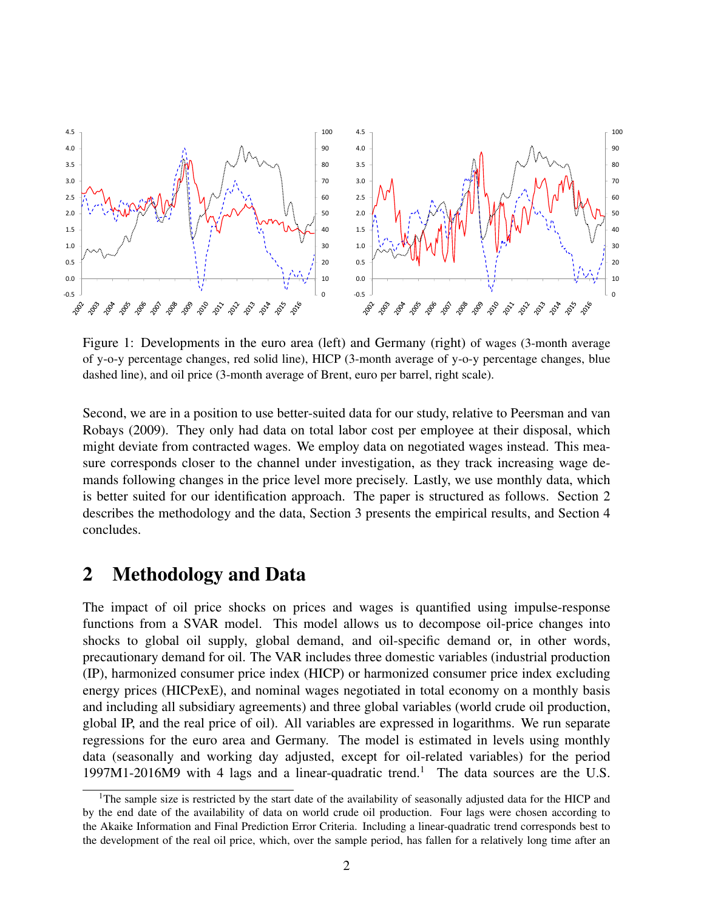Figure 1: Developments in the euro area (left) and Germany (right) of wages (3-month average of y-o-y percentage changes, red solid line), HICP (3-month average of y-o-y percentage changes, blue dashed line), and oil price (3-month average of Brent, euro per barrel, right scale).

Second, we are in a position to use better-suited data for our study, relative to Peersman and van Robays (2009). They only had data on total labor cost per employee at their disposal, which might deviate from contracted wages. We employ data on negotiated wages instead. This measure corresponds closer to the channel under investigation, as they track increasing wage demands following changes in the price level more precisely. Lastly, we use monthly data, which is better suited for our identification approach. The paper is structured as follows. Section 2 describes the methodology and the data, Section 3 presents the empirical results, and Section 4 concludes.

## 2 Methodology and Data

The impact of oil price shocks on prices and wages is quantified using impulse-response functions from a SVAR model. This model allows us to decompose oil-price changes into shocks to global oil supply, global demand, and oil-specific demand or, in other words, precautionary demand for oil. The VAR includes three domestic variables (industrial production (IP), harmonized consumer price index (HICP) or harmonized consumer price index excluding energy prices (HICPexE), and nominal wages negotiated in total economy on a monthly basis and including all subsidiary agreements) and three global variables (world crude oil production, global IP, and the real price of oil). All variables are expressed in logarithms. We run separate regressions for the euro area and Germany. The model is estimated in levels using monthly data (seasonally and working day adjusted, except for oil-related variables) for the period 1997M1-2016M9 with 4 lags and a linear-quadratic trend.[1] The data sources are the U.S.

[1] The sample size is restricted by the start date of the availability of seasonally adjusted data for the HICP and by the end date of the availability of data on world crude oil production. Four lags were chosen according to the Akaike Information and Final Prediction Error Criteria. Including a linear-quadratic trend corresponds best to the development of the real oil price, which, over the sample period, has fallen for a relatively long time after an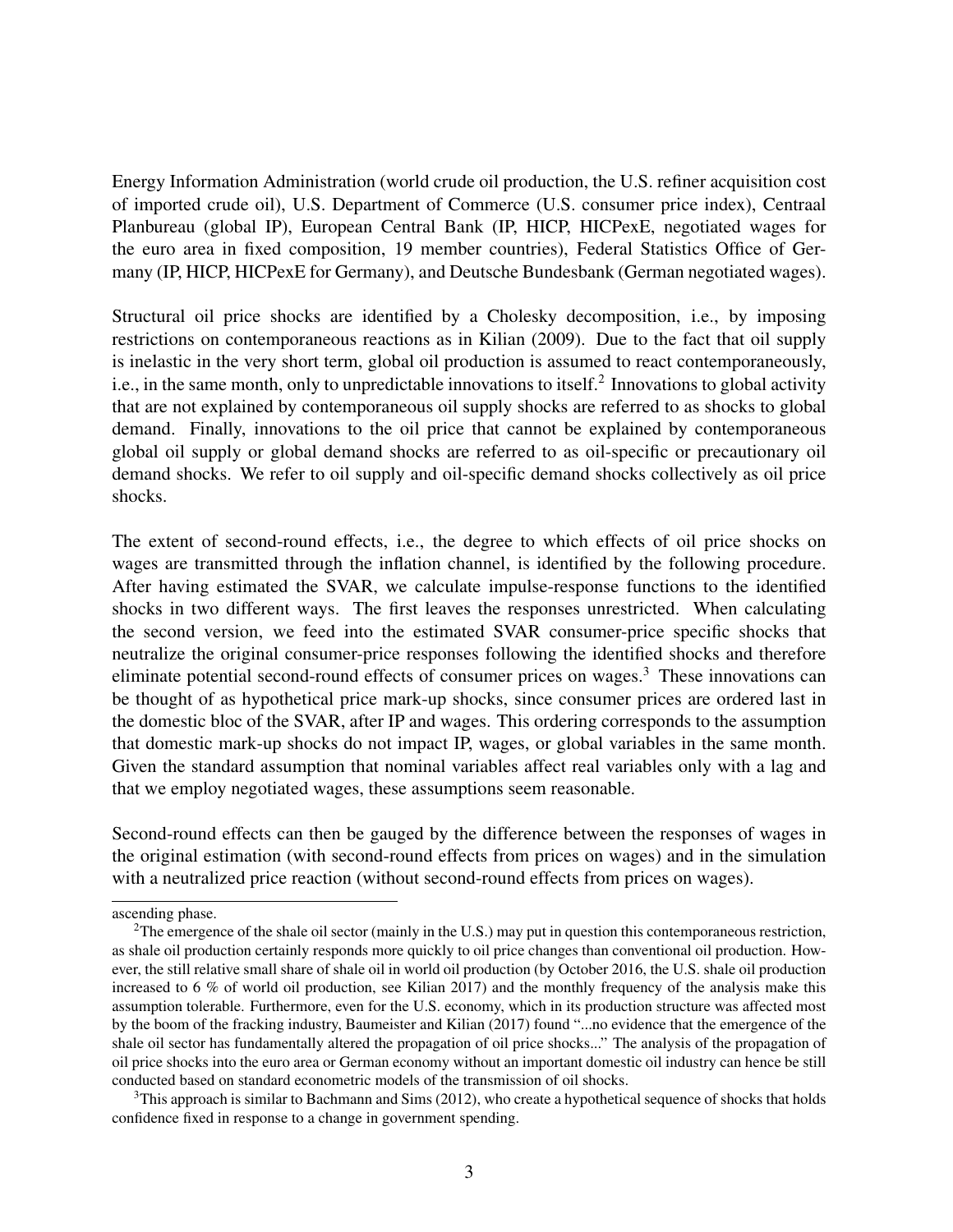Energy Information Administration (world crude oil production, the U.S. refiner acquisition cost of imported crude oil), U.S. Department of Commerce (U.S. consumer price index), Centraal Planbureau (global IP), European Central Bank (IP, HICP, HICPexE, negotiated wages for the euro area in fixed composition, 19 member countries), Federal Statistics Office of Germany (IP, HICP, HICPexE for Germany), and Deutsche Bundesbank (German negotiated wages).

Structural oil price shocks are identified by a Cholesky decomposition, i.e., by imposing restrictions on contemporaneous reactions as in Kilian (2009). Due to the fact that oil supply is inelastic in the very short term, global oil production is assumed to react contemporaneously, i.e., in the same month, only to unpredictable innovations to itself.[2] Innovations to global activity that are not explained by contemporaneous oil supply shocks are referred to as shocks to global demand. Finally, innovations to the oil price that cannot be explained by contemporaneous global oil supply or global demand shocks are referred to as oil-specific or precautionary oil demand shocks. We refer to oil supply and oil-specific demand shocks collectively as oil price shocks.

The extent of second-round effects, i.e., the degree to which effects of oil price shocks on wages are transmitted through the inflation channel, is identified by the following procedure. After having estimated the SVAR, we calculate impulse-response functions to the identified shocks in two different ways. The first leaves the responses unrestricted. When calculating the second version, we feed into the estimated SVAR consumer-price specific shocks that neutralize the original consumer-price responses following the identified shocks and therefore eliminate potential second-round effects of consumer prices on wages.[3] These innovations can be thought of as hypothetical price mark-up shocks, since consumer prices are ordered last in the domestic bloc of the SVAR, after IP and wages. This ordering corresponds to the assumption that domestic mark-up shocks do not impact IP, wages, or global variables in the same month. Given the standard assumption that nominal variables affect real variables only with a lag and that we employ negotiated wages, these assumptions seem reasonable.

Second-round effects can then be gauged by the difference between the responses of wages in the original estimation (with second-round effects from prices on wages) and in the simulation with a neutralized price reaction (without second-round effects from prices on wages).

---

ascending phase.

[2] The emergence of the shale oil sector (mainly in the U.S.) may put in question this contemporaneous restriction, as shale oil production certainly responds more quickly to oil price changes than conventional oil production. However, the still relative small share of shale oil in world oil production (by October 2016, the U.S. shale oil production increased to 6 % of world oil production, see Kilian 2017) and the monthly frequency of the analysis make this assumption tolerable. Furthermore, even for the U.S. economy, which in its production structure was affected most by the boom of the fracking industry, Baumeister and Kilian (2017) found "...no evidence that the emergence of the shale oil sector has fundamentally altered the propagation of oil price shocks..." The analysis of the propagation of oil price shocks into the euro area or German economy without an important domestic oil industry can hence be still conducted based on standard econometric models of the transmission of oil shocks.

[3] This approach is similar to Bachmann and Sims (2012), who create a hypothetical sequence of shocks that holds confidence fixed in response to a change in government spending.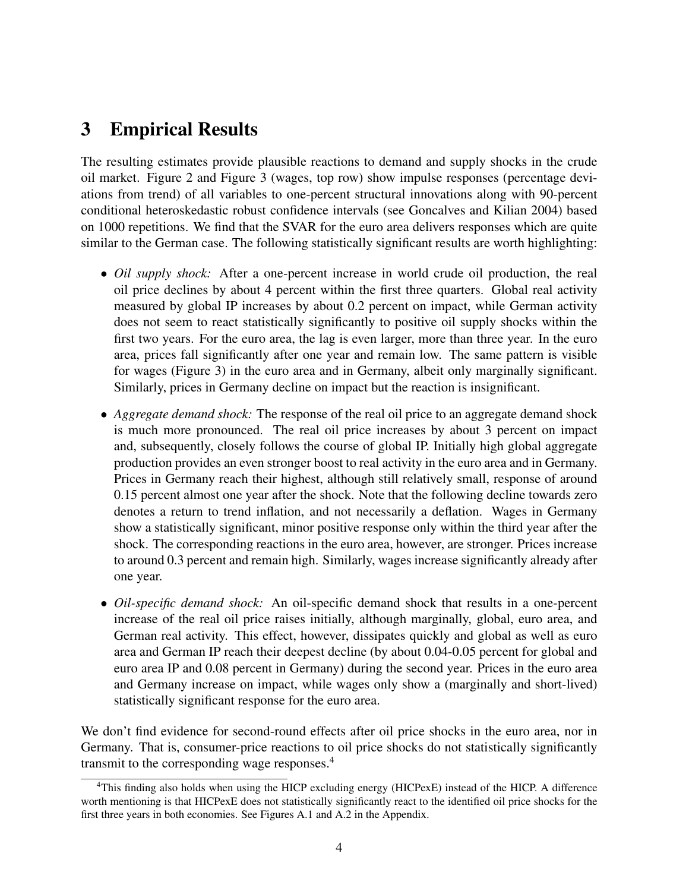## 3 Empirical Results

The resulting estimates provide plausible reactions to demand and supply shocks in the crude oil market. Figure 2 and Figure 3 (wages, top row) show impulse responses (percentage deviations from trend) of all variables to one-percent structural innovations along with 90-percent conditional heteroskedastic robust confidence intervals (see Goncalves and Kilian 2004) based on 1000 repetitions. We find that the SVAR for the euro area delivers responses which are quite similar to the German case. The following statistically significant results are worth highlighting:

- *Oil supply shock:* After a one-percent increase in world crude oil production, the real oil price declines by about 4 percent within the first three quarters. Global real activity measured by global IP increases by about 0.2 percent on impact, while German activity does not seem to react statistically significantly to positive oil supply shocks within the first two years. For the euro area, the lag is even larger, more than three year. In the euro area, prices fall significantly after one year and remain low. The same pattern is visible for wages (Figure 3) in the euro area and in Germany, albeit only marginally significant. Similarly, prices in Germany decline on impact but the reaction is insignificant.
- *Aggregate demand shock:* The response of the real oil price to an aggregate demand shock is much more pronounced. The real oil price increases by about 3 percent on impact and, subsequently, closely follows the course of global IP. Initially high global aggregate production provides an even stronger boost to real activity in the euro area and in Germany. Prices in Germany reach their highest, although still relatively small, response of around 0.15 percent almost one year after the shock. Note that the following decline towards zero denotes a return to trend inflation, and not necessarily a deflation. Wages in Germany show a statistically significant, minor positive response only within the third year after the shock. The corresponding reactions in the euro area, however, are stronger. Prices increase to around 0.3 percent and remain high. Similarly, wages increase significantly already after one year.
- *Oil-specific demand shock:* An oil-specific demand shock that results in a one-percent increase of the real oil price raises initially, although marginally, global, euro area, and German real activity. This effect, however, dissipates quickly and global as well as euro area and German IP reach their deepest decline (by about 0.04-0.05 percent for global and euro area IP and 0.08 percent in Germany) during the second year. Prices in the euro area and Germany increase on impact, while wages only show a (marginally and short-lived) statistically significant response for the euro area.

We don't find evidence for second-round effects after oil price shocks in the euro area, nor in Germany. That is, consumer-price reactions to oil price shocks do not statistically significantly transmit to the corresponding wage responses.[4]

[4]This finding also holds when using the HICP excluding energy (HICPexE) instead of the HICP. A difference worth mentioning is that HICPexE does not statistically significantly react to the identified oil price shocks for the first three years in both economies. See Figures A.1 and A.2 in the Appendix.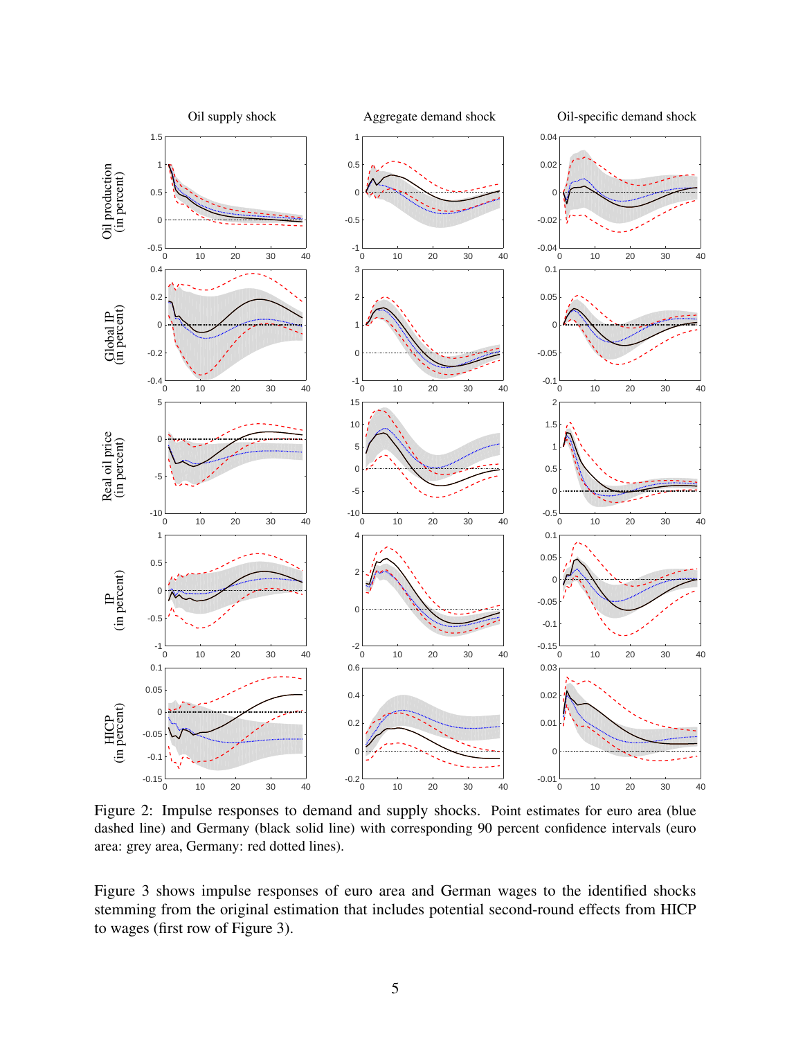Figure 2: Impulse responses to demand and supply shocks. Point estimates for euro area (blue dashed line) and Germany (black solid line) with corresponding 90 percent confidence intervals (euro area: grey area, Germany: red dotted lines).

Figure 3 shows impulse responses of euro area and German wages to the identified shocks stemming from the original estimation that includes potential second-round effects from HICP to wages (first row of Figure 3).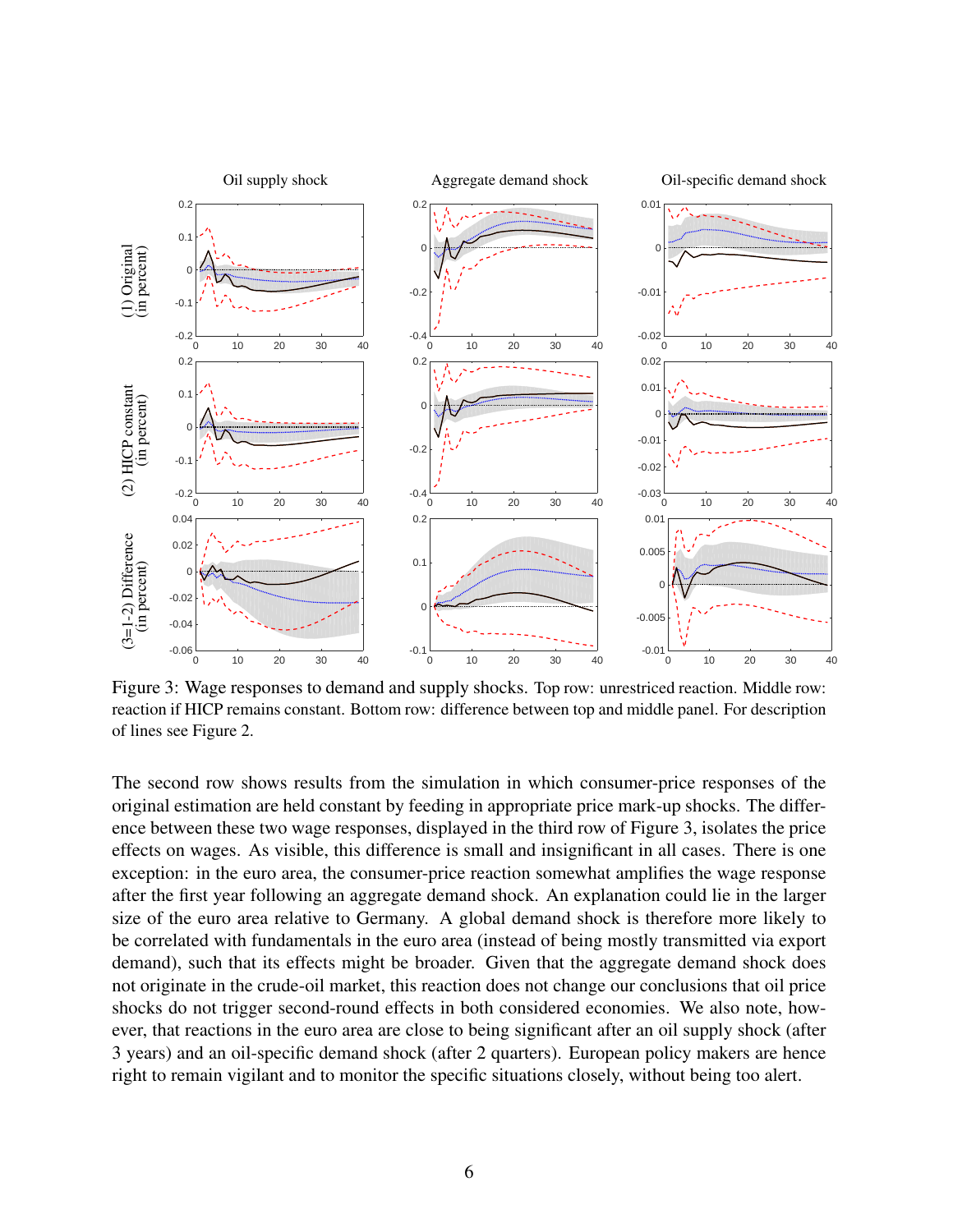Figure 3: Wage responses to demand and supply shocks. Top row: unrestriced reaction. Middle row: reaction if HICP remains constant. Bottom row: difference between top and middle panel. For description of lines see Figure 2.

The second row shows results from the simulation in which consumer-price responses of the original estimation are held constant by feeding in appropriate price mark-up shocks. The difference between these two wage responses, displayed in the third row of Figure 3, isolates the price effects on wages. As visible, this difference is small and insignificant in all cases. There is one exception: in the euro area, the consumer-price reaction somewhat amplifies the wage response after the first year following an aggregate demand shock. An explanation could lie in the larger size of the euro area relative to Germany. A global demand shock is therefore more likely to be correlated with fundamentals in the euro area (instead of being mostly transmitted via export demand), such that its effects might be broader. Given that the aggregate demand shock does not originate in the crude-oil market, this reaction does not change our conclusions that oil price shocks do not trigger second-round effects in both considered economies. We also note, however, that reactions in the euro area are close to being significant after an oil supply shock (after 3 years) and an oil-specific demand shock (after 2 quarters). European policy makers are hence right to remain vigilant and to monitor the specific situations closely, without being too alert.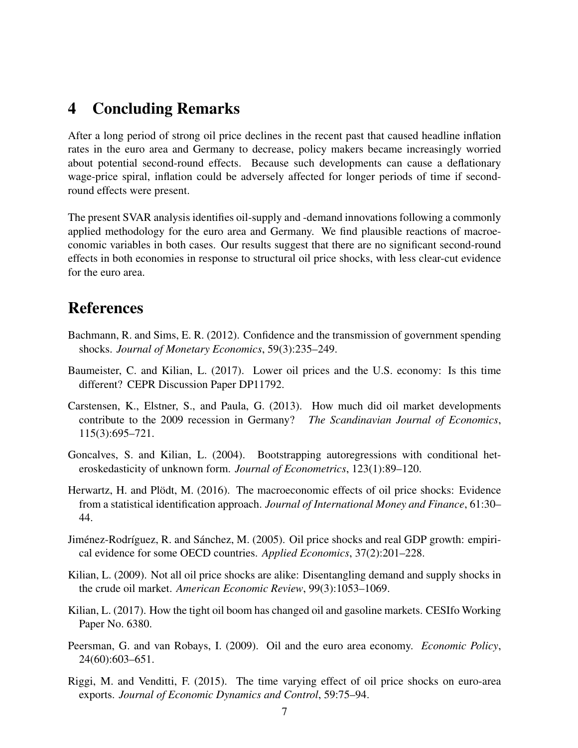## 4 Concluding Remarks

After a long period of strong oil price declines in the recent past that caused headline inflation rates in the euro area and Germany to decrease, policy makers became increasingly worried about potential second-round effects. Because such developments can cause a deflationary wage-price spiral, inflation could be adversely affected for longer periods of time if second-round effects were present.

The present SVAR analysis identifies oil-supply and -demand innovations following a commonly applied methodology for the euro area and Germany. We find plausible reactions of macroeconomic variables in both cases. Our results suggest that there are no significant second-round effects in both economies in response to structural oil price shocks, with less clear-cut evidence for the euro area.

## References

Bachmann, R. and Sims, E. R. (2012). Confidence and the transmission of government spending shocks. *Journal of Monetary Economics*, 59(3):235–249.

Baumeister, C. and Kilian, L. (2017). Lower oil prices and the U.S. economy: Is this time different? CEPR Discussion Paper DP11792.

Carstensen, K., Elstner, S., and Paula, G. (2013). How much did oil market developments contribute to the 2009 recession in Germany? *The Scandinavian Journal of Economics*, 115(3):695–721.

Goncalves, S. and Kilian, L. (2004). Bootstrapping autoregressions with conditional heteroskedasticity of unknown form. *Journal of Econometrics*, 123(1):89–120.

Herwartz, H. and Plödt, M. (2016). The macroeconomic effects of oil price shocks: Evidence from a statistical identification approach. *Journal of International Money and Finance*, 61:30–44.

Jiménez-Rodríguez, R. and Sánchez, M. (2005). Oil price shocks and real GDP growth: empirical evidence for some OECD countries. *Applied Economics*, 37(2):201–228.

Kilian, L. (2009). Not all oil price shocks are alike: Disentangling demand and supply shocks in the crude oil market. *American Economic Review*, 99(3):1053–1069.

Kilian, L. (2017). How the tight oil boom has changed oil and gasoline markets. CESIfo Working Paper No. 6380.

Peersman, G. and van Robays, I. (2009). Oil and the euro area economy. *Economic Policy*, 24(60):603–651.

Riggi, M. and Venditti, F. (2015). The time varying effect of oil price shocks on euro-area exports. *Journal of Economic Dynamics and Control*, 59:75–94.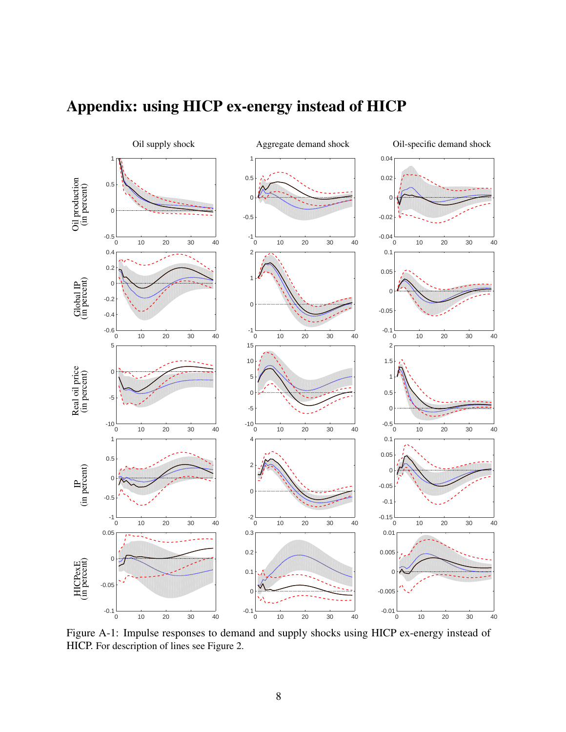# Appendix: using HICP ex-energy instead of HICP

Figure A-1: Impulse responses to demand and supply shocks using HICP ex-energy instead of HICP. For description of lines see Figure 2.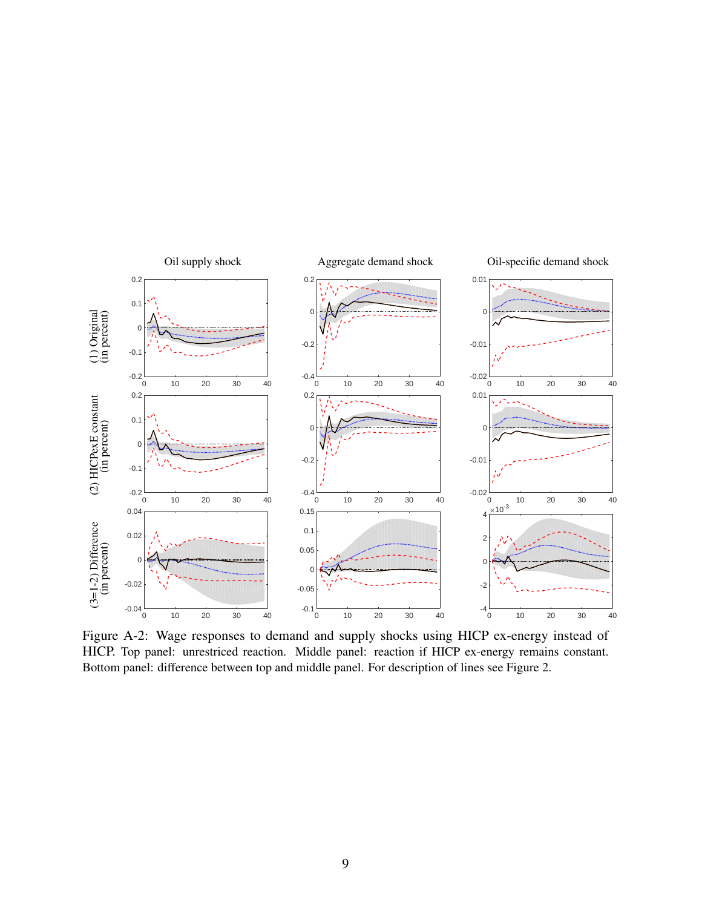Oil supply shock

Aggregate demand shock

Oil-specific demand shock

(1) Original (in percent)

0.2
0.1
0
-0.1
-0.2
0 10 20 30 40

0.2
0
-0.2
-0.4
0 10 20 30 40

0.01
0
-0.01
-0.02
0 10 20 30 40

(2) HICPexE constant (in percent)

0.2
0.1
0
-0.1
-0.2
0 10 20 30 40

0.2
0
-0.2
-0.4
0 10 20 30 40

0.01
0
-0.01
-0.02
0 10 20 30 40

(3=1-2) Difference (in percent)

0.04
0.02
0
-0.02
-0.04
0 10 20 30 40

0.15
0.1
0.05
0
-0.05
-0.1
0 10 20 30 40

$\times 10^{-3}$
4
2
0
-2
-4
0 10 20 30 40

Figure A-2: Wage responses to demand and supply shocks using HICP ex-energy instead of HICP. Top panel: unrestriced reaction. Middle panel: reaction if HICP ex-energy remains constant. Bottom panel: difference between top and middle panel. For description of lines see Figure 2.